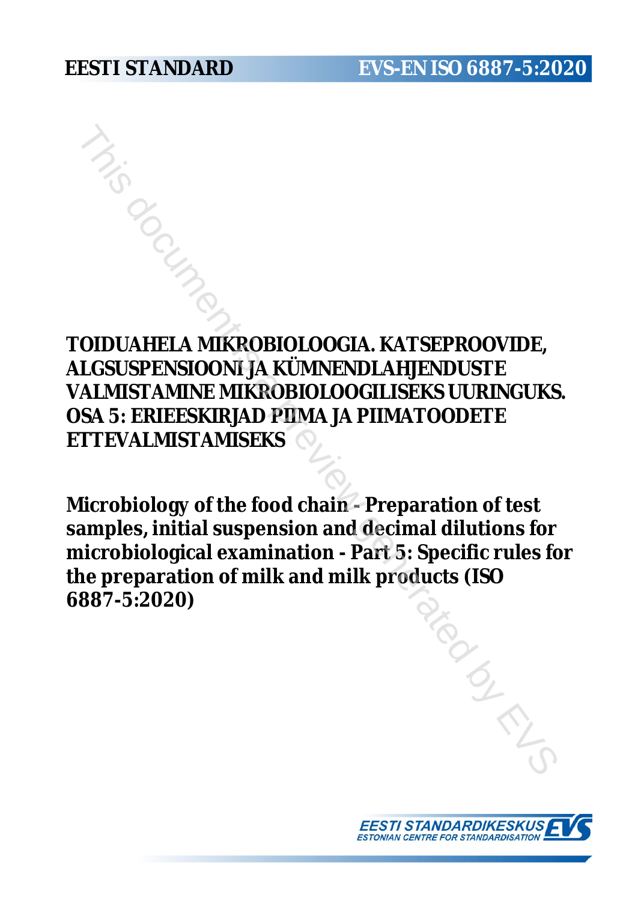EESTI STANDARD

EVS-EN ISO 6887-5:2020

# TOIDUAHELA MIKROBIOLOOGIA. KATSEPROOVIDE, ALGSUSPENSIOONI JA KÜMNENDLAHJENDUSTE VALMISTAMINE MIKROBIOLOOGILISEKS UURINGUKS. OSA 5: ERIEESKIRJAD PIIMA JA PIIMATOODETE ETTEVALMISTAMISEKS

# Microbiology of the food chain - Preparation of test samples, initial suspension and decimal dilutions for microbiological examination - Part 5: Specific rules for the preparation of milk and milk products (ISO 6887-5:2020)

EESTI STANDARDIKESKUS
ESTONIAN CENTRE FOR STANDARDISATION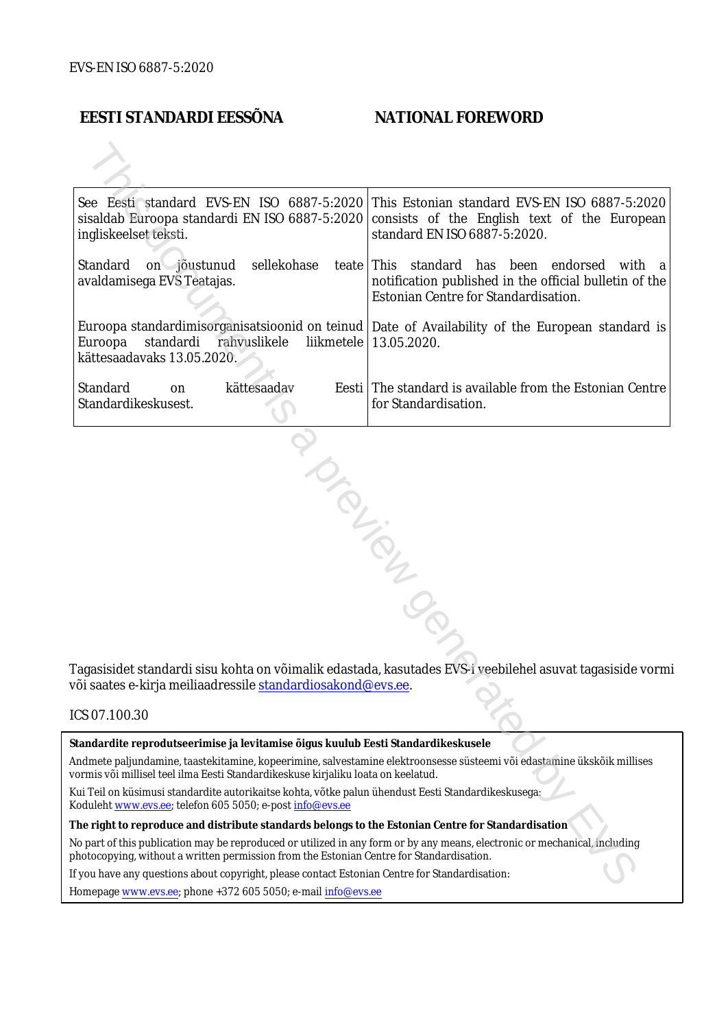EVS-EN ISO 6887-5:2020

| EESTI STANDARDI EESSÕNA | NATIONAL FOREWORD |
|---|---|
| See Eesti standard EVS-EN ISO 6887-5:2020 sisaldab Euroopa standardi EN ISO 6887-5:2020 ingliskeelset teksti. | This Estonian standard EVS-EN ISO 6887-5:2020 consists of the English text of the European standard EN ISO 6887-5:2020. |
| Standard on jõustunud sellekohase teate avaldamisega EVS Teatajas. | This standard has been endorsed with a notification published in the official bulletin of the Estonian Centre for Standardisation. |
| Euroopa standardimisorganisatsioonid on teinud Euroopa standardi rahvuslikele liikmetele kättesaadavaks 13.05.2020. | Date of Availability of the European standard is 13.05.2020. |
| Standard on kättesaadav Eesti Standardikeskusest. | The standard is available from the Estonian Centre for Standardisation. |

Tagasisidet standardi sisu kohta on võimalik edastada, kasutades EVS-i veebilehel asuvat tagasiside vormi või saates e-kirja meiliaadressile standardiosakond@evs.ee.

ICS 07.100.30

**Standardite reprodutseerimise ja levitamise õigus kuulub Eesti Standardikeskusele**

Andmete paljundamine, taastekitamine, kopeerimine, salvestamine elektroonsesse süsteemi või edastamine ükskõik millises vormis või millisel teel ilma Eesti Standardikeskuse kirjaliku loata on keelatud.

Kui Teil on küsimusi standardite autorikaitse kohta, võtke palun ühendust Eesti Standardikeskusega:
Koduleht www.evs.ee; telefon 605 5050; e-post info@evs.ee

**The right to reproduce and distribute standards belongs to the Estonian Centre for Standardisation**

No part of this publication may be reproduced or utilized in any form or by any means, electronic or mechanical, including photocopying, without a written permission from the Estonian Centre for Standardisation.

If you have any questions about copyright, please contact Estonian Centre for Standardisation:

Homepage www.evs.ee; phone +372 605 5050; e-mail info@evs.ee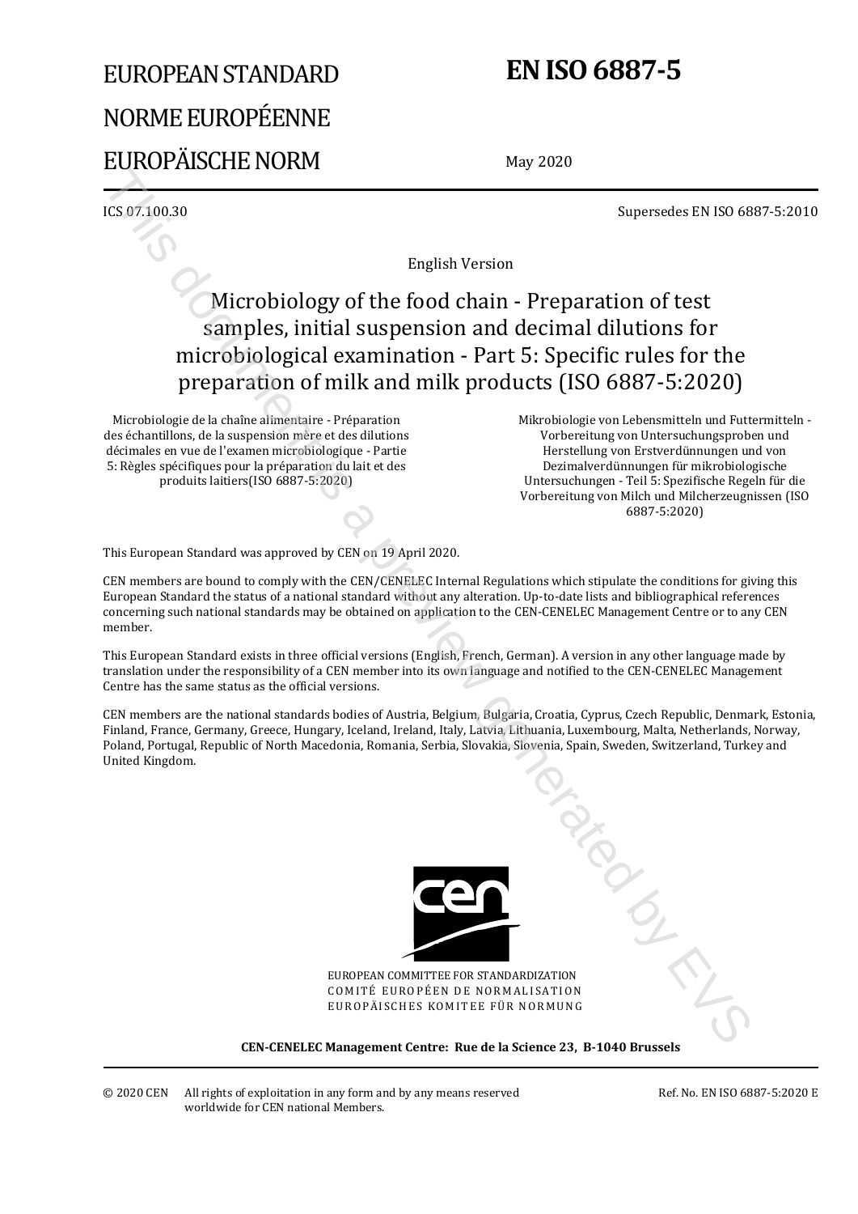# EUROPEAN STANDARD

# NORME EUROPÉENNE

# EUROPÄISCHE NORM

# EN ISO 6887-5

May 2020

ICS 07.100.30

Supersedes EN ISO 6887-5:2010

English Version

## Microbiology of the food chain - Preparation of test samples, initial suspension and decimal dilutions for microbiological examination - Part 5: Specific rules for the preparation of milk and milk products (ISO 6887-5:2020)

Microbiologie de la chaîne alimentaire - Préparation des échantillons, de la suspension mère et des dilutions décimales en vue de l'examen microbiologique - Partie 5: Règles spécifiques pour la préparation du lait et des produits laitiers(ISO 6887-5:2020)

Mikrobiologie von Lebensmitteln und Futtermitteln - Vorbereitung von Untersuchungsproben und Herstellung von Erstverdünnungen und von Dezimalverdünnungen für mikrobiologische Untersuchungen - Teil 5: Spezifische Regeln für die Vorbereitung von Milch und Milcherzeugnissen (ISO 6887-5:2020)

This European Standard was approved by CEN on 19 April 2020.

CEN members are bound to comply with the CEN/CENELEC Internal Regulations which stipulate the conditions for giving this European Standard the status of a national standard without any alteration. Up-to-date lists and bibliographical references concerning such national standards may be obtained on application to the CEN-CENELEC Management Centre or to any CEN member.

This European Standard exists in three official versions (English, French, German). A version in any other language made by translation under the responsibility of a CEN member into its own language and notified to the CEN-CENELEC Management Centre has the same status as the official versions.

CEN members are the national standards bodies of Austria, Belgium, Bulgaria, Croatia, Cyprus, Czech Republic, Denmark, Estonia, Finland, France, Germany, Greece, Hungary, Iceland, Ireland, Italy, Latvia, Lithuania, Luxembourg, Malta, Netherlands, Norway, Poland, Portugal, Republic of North Macedonia, Romania, Serbia, Slovakia, Slovenia, Spain, Sweden, Switzerland, Turkey and United Kingdom.

EUROPEAN COMMITTEE FOR STANDARDIZATION
COMITÉ EUROPÉEN DE NORMALISATION
EUROPÄISCHES KOMITEE FÜR NORMUNG

**CEN-CENELEC Management Centre: Rue de la Science 23, B-1040 Brussels**

© 2020 CEN All rights of exploitation in any form and by any means reserved worldwide for CEN national Members.

Ref. No. EN ISO 6887-5:2020 E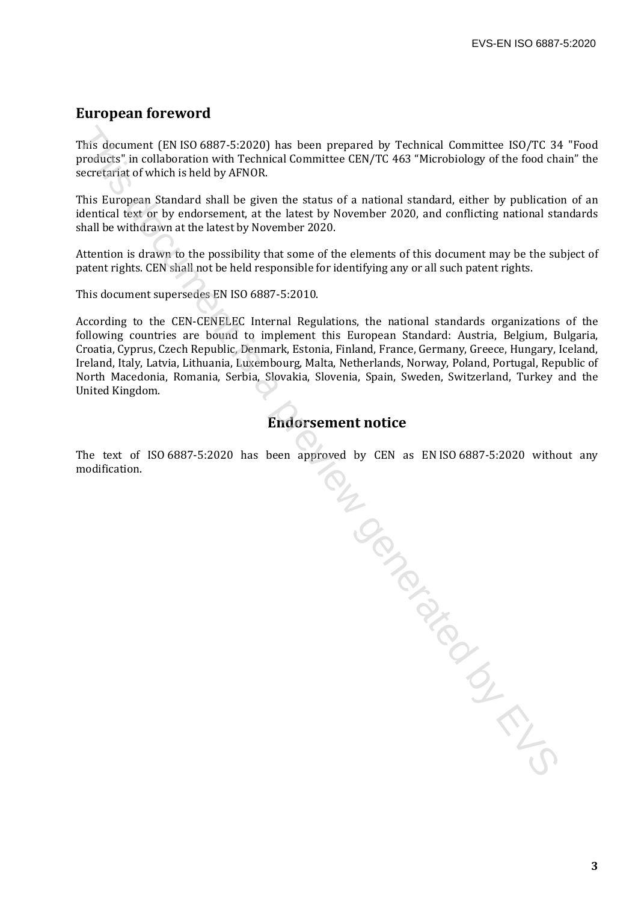## European foreword

This document (EN ISO 6887-5:2020) has been prepared by Technical Committee ISO/TC 34 "Food products" in collaboration with Technical Committee CEN/TC 463 "Microbiology of the food chain" the secretariat of which is held by AFNOR.

This European Standard shall be given the status of a national standard, either by publication of an identical text or by endorsement, at the latest by November 2020, and conflicting national standards shall be withdrawn at the latest by November 2020.

Attention is drawn to the possibility that some of the elements of this document may be the subject of patent rights. CEN shall not be held responsible for identifying any or all such patent rights.

This document supersedes EN ISO 6887-5:2010.

According to the CEN-CENELEC Internal Regulations, the national standards organizations of the following countries are bound to implement this European Standard: Austria, Belgium, Bulgaria, Croatia, Cyprus, Czech Republic, Denmark, Estonia, Finland, France, Germany, Greece, Hungary, Iceland, Ireland, Italy, Latvia, Lithuania, Luxembourg, Malta, Netherlands, Norway, Poland, Portugal, Republic of North Macedonia, Romania, Serbia, Slovakia, Slovenia, Spain, Sweden, Switzerland, Turkey and the United Kingdom.

## Endorsement notice

The text of ISO 6887-5:2020 has been approved by CEN as EN ISO 6887-5:2020 without any modification.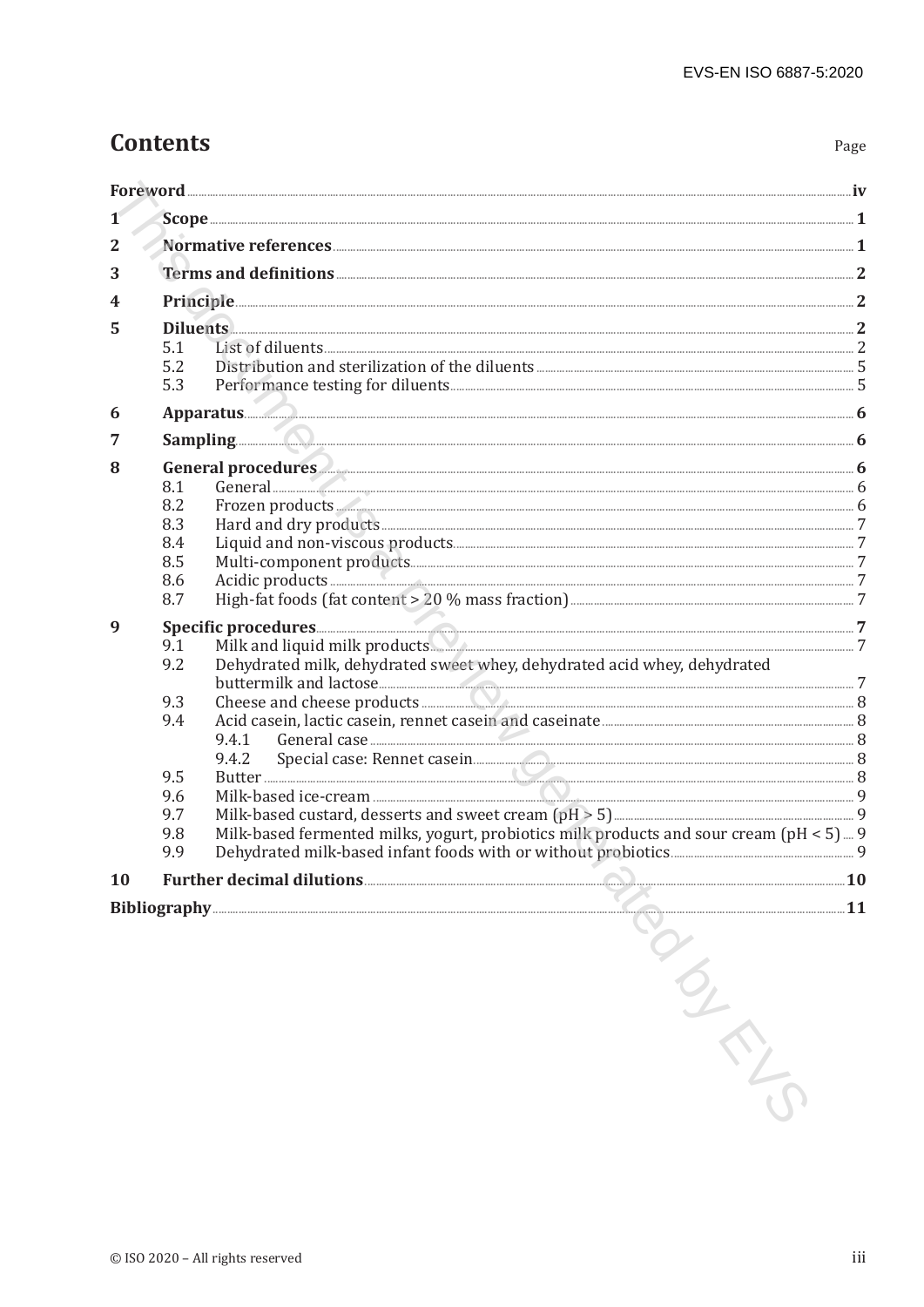# Contents

Page

| | | Page |
|---|---|---|
| **Foreword** | | **iv** |
| **1** | **Scope** | **1** |
| **2** | **Normative references** | **1** |
| **3** | **Terms and definitions** | **2** |
| **4** | **Principle** | **2** |
| **5** | **Diluents** | **2** |
| | 5.1 List of diluents | 2 |
| | 5.2 Distribution and sterilization of the diluents | 5 |
| | 5.3 Performance testing for diluents | 5 |
| **6** | **Apparatus** | **6** |
| **7** | **Sampling** | **6** |
| **8** | **General procedures** | **6** |
| | 8.1 General | 6 |
| | 8.2 Frozen products | 6 |
| | 8.3 Hard and dry products | 7 |
| | 8.4 Liquid and non-viscous products | 7 |
| | 8.5 Multi-component products | 7 |
| | 8.6 Acidic products | 7 |
| | 8.7 High-fat foods (fat content > 20 % mass fraction) | 7 |
| **9** | **Specific procedures** | **7** |
| | 9.1 Milk and liquid milk products | 7 |
| | 9.2 Dehydrated milk, dehydrated sweet whey, dehydrated acid whey, dehydrated buttermilk and lactose | 7 |
| | 9.3 Cheese and cheese products | 8 |
| | 9.4 Acid casein, lactic casein, rennet casein and caseinate | 8 |
| | 9.4.1 General case | 8 |
| | 9.4.2 Special case: Rennet casein | 8 |
| | 9.5 Butter | 8 |
| | 9.6 Milk-based ice-cream | 9 |
| | 9.7 Milk-based custard, desserts and sweet cream (pH > 5) | 9 |
| | 9.8 Milk-based fermented milks, yogurt, probiotics milk products and sour cream (pH < 5) | 9 |
| | 9.9 Dehydrated milk-based infant foods with or without probiotics | 9 |
| **10** | **Further decimal dilutions** | **10** |
| **Bibliography** | | **11** |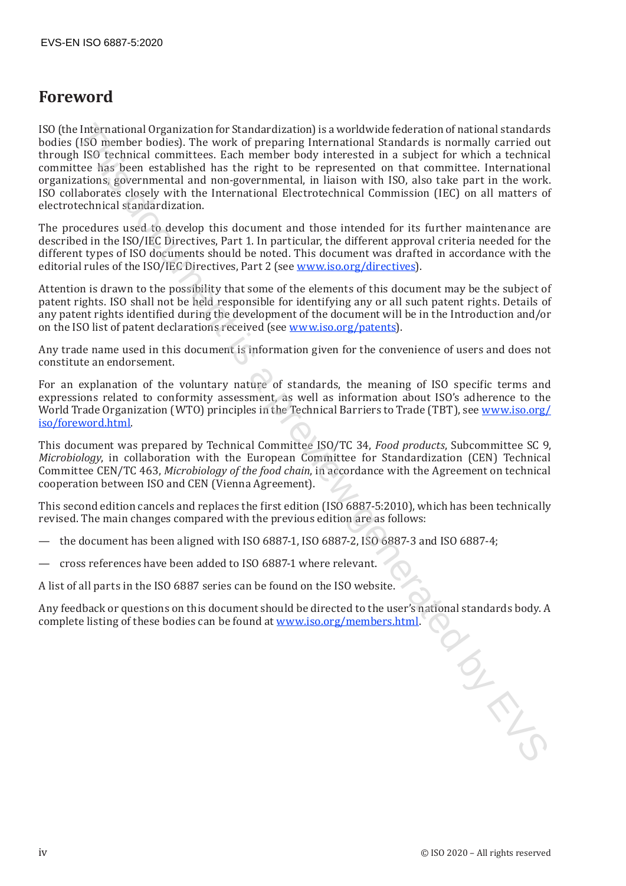# Foreword

ISO (the International Organization for Standardization) is a worldwide federation of national standards bodies (ISO member bodies). The work of preparing International Standards is normally carried out through ISO technical committees. Each member body interested in a subject for which a technical committee has been established has the right to be represented on that committee. International organizations, governmental and non-governmental, in liaison with ISO, also take part in the work. ISO collaborates closely with the International Electrotechnical Commission (IEC) on all matters of electrotechnical standardization.

The procedures used to develop this document and those intended for its further maintenance are described in the ISO/IEC Directives, Part 1. In particular, the different approval criteria needed for the different types of ISO documents should be noted. This document was drafted in accordance with the editorial rules of the ISO/IEC Directives, Part 2 (see www.iso.org/directives).

Attention is drawn to the possibility that some of the elements of this document may be the subject of patent rights. ISO shall not be held responsible for identifying any or all such patent rights. Details of any patent rights identified during the development of the document will be in the Introduction and/or on the ISO list of patent declarations received (see www.iso.org/patents).

Any trade name used in this document is information given for the convenience of users and does not constitute an endorsement.

For an explanation of the voluntary nature of standards, the meaning of ISO specific terms and expressions related to conformity assessment, as well as information about ISO's adherence to the World Trade Organization (WTO) principles in the Technical Barriers to Trade (TBT), see www.iso.org/iso/foreword.html.

This document was prepared by Technical Committee ISO/TC 34, *Food products*, Subcommittee SC 9, *Microbiology*, in collaboration with the European Committee for Standardization (CEN) Technical Committee CEN/TC 463, *Microbiology of the food chain*, in accordance with the Agreement on technical cooperation between ISO and CEN (Vienna Agreement).

This second edition cancels and replaces the first edition (ISO 6887-5:2010), which has been technically revised. The main changes compared with the previous edition are as follows:

— the document has been aligned with ISO 6887-1, ISO 6887-2, ISO 6887-3 and ISO 6887-4;

— cross references have been added to ISO 6887-1 where relevant.

A list of all parts in the ISO 6887 series can be found on the ISO website.

Any feedback or questions on this document should be directed to the user's national standards body. A complete listing of these bodies can be found at www.iso.org/members.html.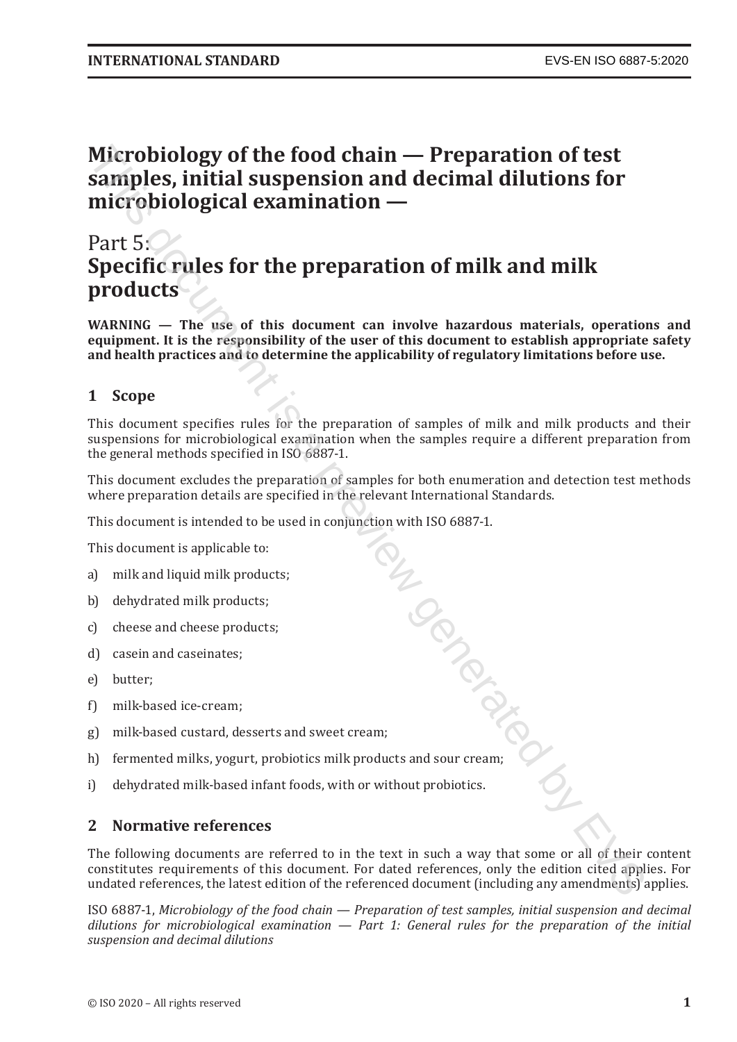# Microbiology of the food chain — Preparation of test samples, initial suspension and decimal dilutions for microbiological examination —

## Part 5:
## Specific rules for the preparation of milk and milk products

**WARNING — The use of this document can involve hazardous materials, operations and equipment. It is the responsibility of the user of this document to establish appropriate safety and health practices and to determine the applicability of regulatory limitations before use.**

## 1 Scope

This document specifies rules for the preparation of samples of milk and milk products and their suspensions for microbiological examination when the samples require a different preparation from the general methods specified in ISO 6887-1.

This document excludes the preparation of samples for both enumeration and detection test methods where preparation details are specified in the relevant International Standards.

This document is intended to be used in conjunction with ISO 6887-1.

This document is applicable to:

a) milk and liquid milk products;

b) dehydrated milk products;

c) cheese and cheese products;

d) casein and caseinates;

e) butter;

f) milk-based ice-cream;

g) milk-based custard, desserts and sweet cream;

h) fermented milks, yogurt, probiotics milk products and sour cream;

i) dehydrated milk-based infant foods, with or without probiotics.

## 2 Normative references

The following documents are referred to in the text in such a way that some or all of their content constitutes requirements of this document. For dated references, only the edition cited applies. For undated references, the latest edition of the referenced document (including any amendments) applies.

ISO 6887-1, *Microbiology of the food chain — Preparation of test samples, initial suspension and decimal dilutions for microbiological examination — Part 1: General rules for the preparation of the initial suspension and decimal dilutions*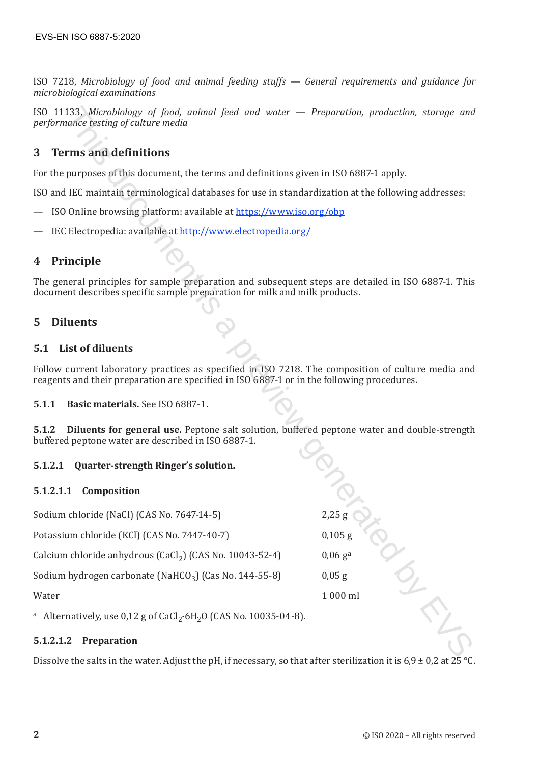ISO 7218, *Microbiology of food and animal feeding stuffs — General requirements and guidance for microbiological examinations*

ISO 11133, *Microbiology of food, animal feed and water — Preparation, production, storage and performance testing of culture media*

## 3 Terms and definitions

For the purposes of this document, the terms and definitions given in ISO 6887-1 apply.

ISO and IEC maintain terminological databases for use in standardization at the following addresses:

— ISO Online browsing platform: available at https://www.iso.org/obp

— IEC Electropedia: available at http://www.electropedia.org/

## 4 Principle

The general principles for sample preparation and subsequent steps are detailed in ISO 6887-1. This document describes specific sample preparation for milk and milk products.

## 5 Diluents

### 5.1 List of diluents

Follow current laboratory practices as specified in ISO 7218. The composition of culture media and reagents and their preparation are specified in ISO 6887-1 or in the following procedures.

**5.1.1 Basic materials.** See ISO 6887-1.

**5.1.2 Diluents for general use.** Peptone salt solution, buffered peptone water and double-strength buffered peptone water are described in ISO 6887-1.

#### 5.1.2.1 Quarter-strength Ringer's solution.

##### 5.1.2.1.1 Composition

| | |
|---|---|
| Sodium chloride (NaCl) (CAS No. 7647-14-5) | 2,25 g |
| Potassium chloride (KCl) (CAS No. 7447-40-7) | 0,105 g |
| Calcium chloride anhydrous ($CaCl_2$) (CAS No. 10043-52-4) | 0,06 g[a] |
| Sodium hydrogen carbonate ($NaHCO_3$) (Cas No. 144-55-8) | 0,05 g |
| Water | 1 000 ml |

[a] Alternatively, use 0,12 g of $CaCl_2 \cdot 6H_2O$ (CAS No. 10035-04-8).

##### 5.1.2.1.2 Preparation

Dissolve the salts in the water. Adjust the pH, if necessary, so that after sterilization it is 6,9 ± 0,2 at 25 °C.